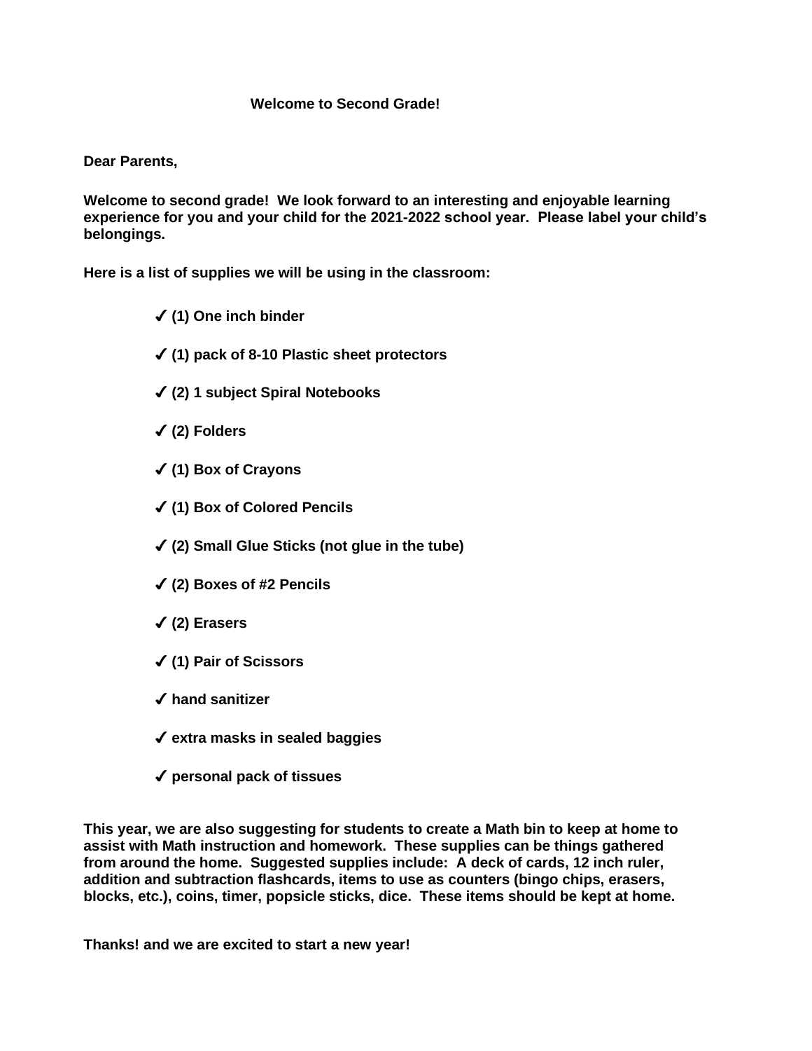# Welcome to Second Grade!

**Dear Parents,**

**Welcome to second grade! We look forward to an interesting and enjoyable learning experience for you and your child for the 2021-2022 school year. Please label your child's belongings.**

**Here is a list of supplies we will be using in the classroom:**

- ✓ **(1) One inch binder**
- ✓ **(1) pack of 8-10 Plastic sheet protectors**
- ✓ **(2) 1 subject Spiral Notebooks**
- ✓ **(2) Folders**
- ✓ **(1) Box of Crayons**
- ✓ **(1) Box of Colored Pencils**
- ✓ **(2) Small Glue Sticks (not glue in the tube)**
- ✓ **(2) Boxes of #2 Pencils**
- ✓ **(2) Erasers**
- ✓ **(1) Pair of Scissors**
- ✓ **hand sanitizer**
- ✓ **extra masks in sealed baggies**
- ✓ **personal pack of tissues**

**This year, we are also suggesting for students to create a Math bin to keep at home to assist with Math instruction and homework. These supplies can be things gathered from around the home. Suggested supplies include: A deck of cards, 12 inch ruler, addition and subtraction flashcards, items to use as counters (bingo chips, erasers, blocks, etc.), coins, timer, popsicle sticks, dice. These items should be kept at home.**

**Thanks! and we are excited to start a new year!**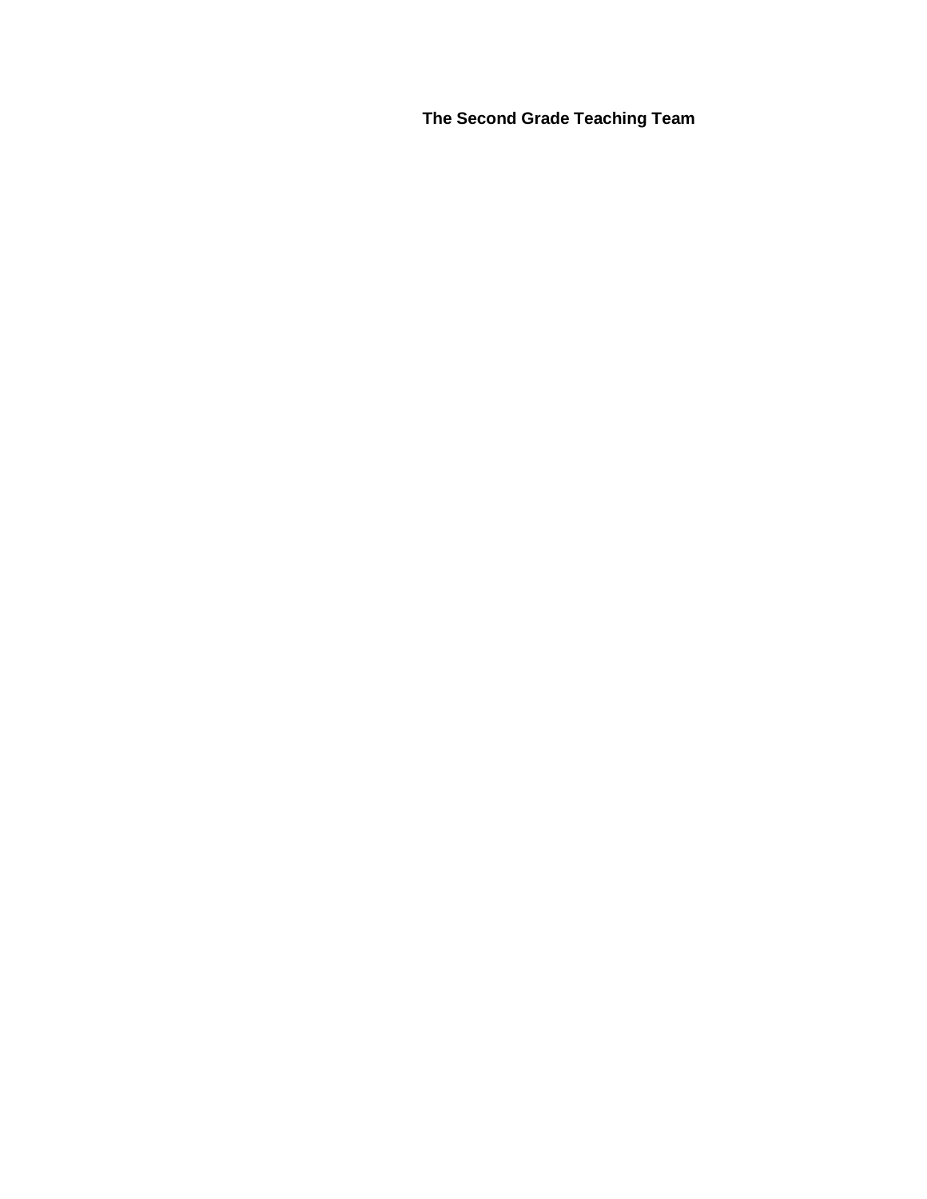**The Second Grade Teaching Team**